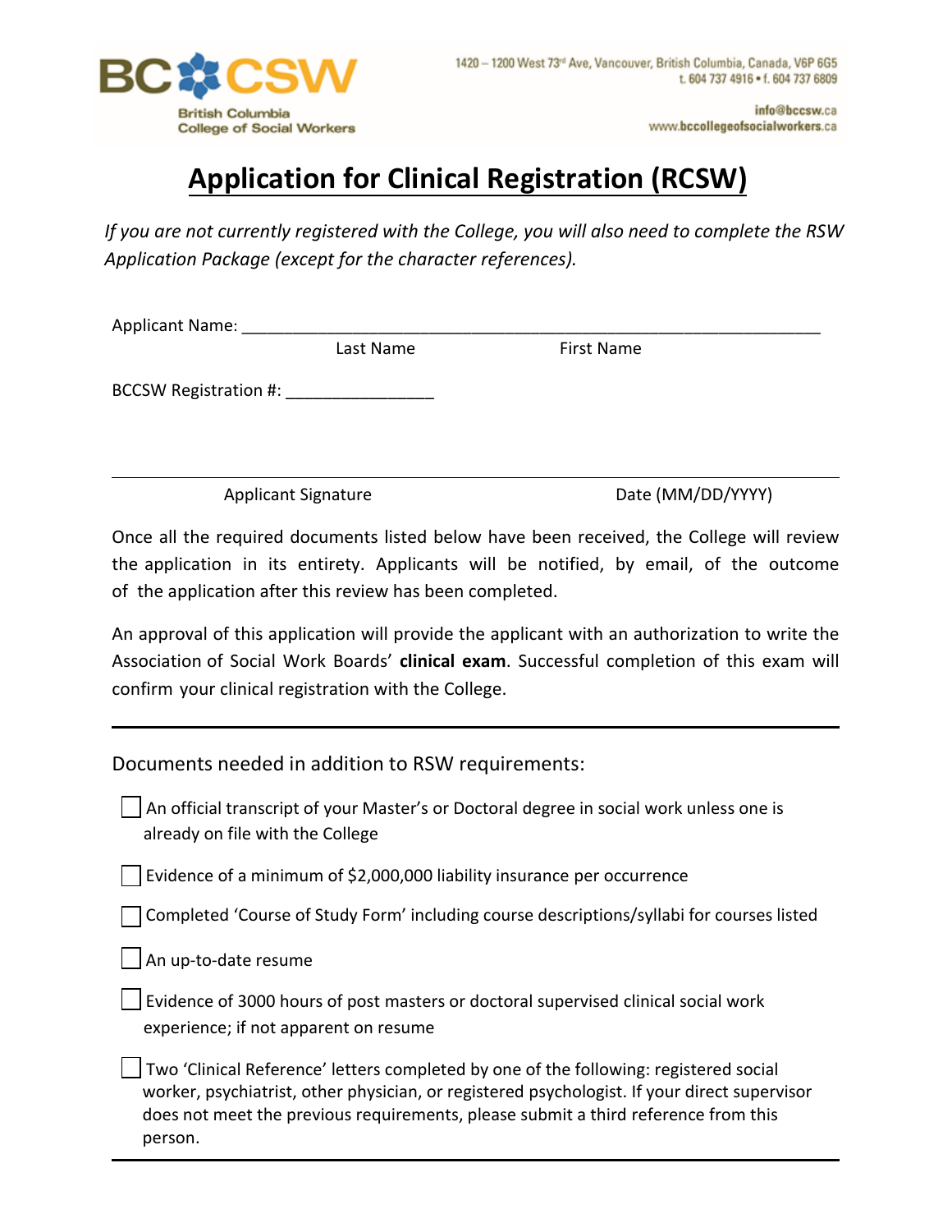BC CSW
British Columbia College of Social Workers

1420 – 1200 West 73rd Ave, Vancouver, British Columbia, Canada, V6P 6G5
t. 604 737 4916 • f. 604 737 6809

info@bccsw.ca
www.bccollegeofsocialworkers.ca

# Application for Clinical Registration (RCSW)

*If you are not currently registered with the College, you will also need to complete the RSW Application Package (except for the character references).*

Applicant Name: ______________________________________________
Last Name First Name

BCCSW Registration #: _______________

______________________________________________
Applicant Signature Date (MM/DD/YYYY)

Once all the required documents listed below have been received, the College will review the application in its entirety. Applicants will be notified, by email, of the outcome of the application after this review has been completed.

An approval of this application will provide the applicant with an authorization to write the Association of Social Work Boards' **clinical exam**. Successful completion of this exam will confirm your clinical registration with the College.

---

Documents needed in addition to RSW requirements:

- ☐ An official transcript of your Master's or Doctoral degree in social work unless one is already on file with the College
- ☐ Evidence of a minimum of $2,000,000 liability insurance per occurrence
- ☐ Completed 'Course of Study Form' including course descriptions/syllabi for courses listed
- ☐ An up-to-date resume
- ☐ Evidence of 3000 hours of post masters or doctoral supervised clinical social work experience; if not apparent on resume
- ☐ Two 'Clinical Reference' letters completed by one of the following: registered social worker, psychiatrist, other physician, or registered psychologist. If your direct supervisor does not meet the previous requirements, please submit a third reference from this person.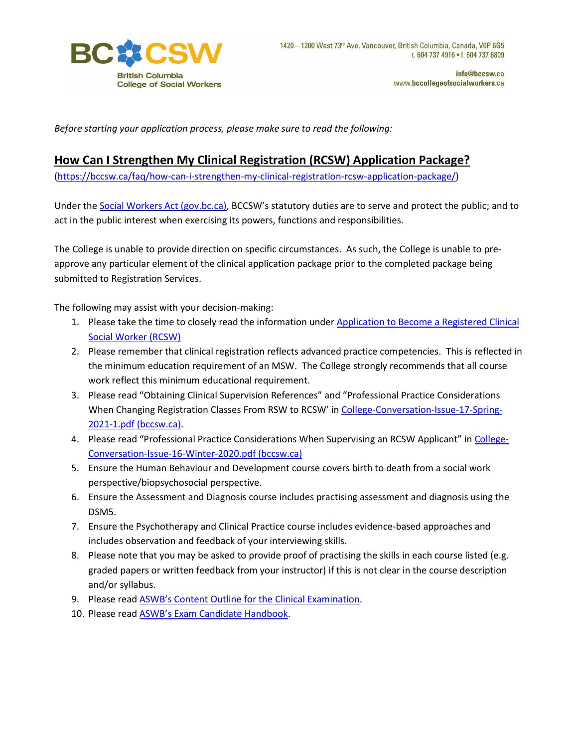BC CSW
British Columbia
College of Social Workers

1420 – 1200 West 73rd Ave, Vancouver, British Columbia, Canada, V6P 6G5
t. 604 737 4916 • f. 604 737 6809

info@bccsw.ca
www.bccollegeofsocialworkers.ca

*Before starting your application process, please make sure to read the following:*

## How Can I Strengthen My Clinical Registration (RCSW) Application Package?

(https://bccsw.ca/faq/how-can-i-strengthen-my-clinical-registration-rcsw-application-package/)

Under the Social Workers Act (gov.bc.ca), BCCSW's statutory duties are to serve and protect the public; and to act in the public interest when exercising its powers, functions and responsibilities.

The College is unable to provide direction on specific circumstances. As such, the College is unable to pre-approve any particular element of the clinical application package prior to the completed package being submitted to Registration Services.

The following may assist with your decision-making:

1. Please take the time to closely read the information under Application to Become a Registered Clinical Social Worker (RCSW)
2. Please remember that clinical registration reflects advanced practice competencies. This is reflected in the minimum education requirement of an MSW. The College strongly recommends that all course work reflect this minimum educational requirement.
3. Please read "Obtaining Clinical Supervision References" and "Professional Practice Considerations When Changing Registration Classes From RSW to RCSW' in College-Conversation-Issue-17-Spring-2021-1.pdf (bccsw.ca).
4. Please read "Professional Practice Considerations When Supervising an RCSW Applicant" in College-Conversation-Issue-16-Winter-2020.pdf (bccsw.ca)
5. Ensure the Human Behaviour and Development course covers birth to death from a social work perspective/biopsychosocial perspective.
6. Ensure the Assessment and Diagnosis course includes practising assessment and diagnosis using the DSM5.
7. Ensure the Psychotherapy and Clinical Practice course includes evidence-based approaches and includes observation and feedback of your interviewing skills.
8. Please note that you may be asked to provide proof of practising the skills in each course listed (e.g. graded papers or written feedback from your instructor) if this is not clear in the course description and/or syllabus.
9. Please read ASWB's Content Outline for the Clinical Examination.
10. Please read ASWB's Exam Candidate Handbook.